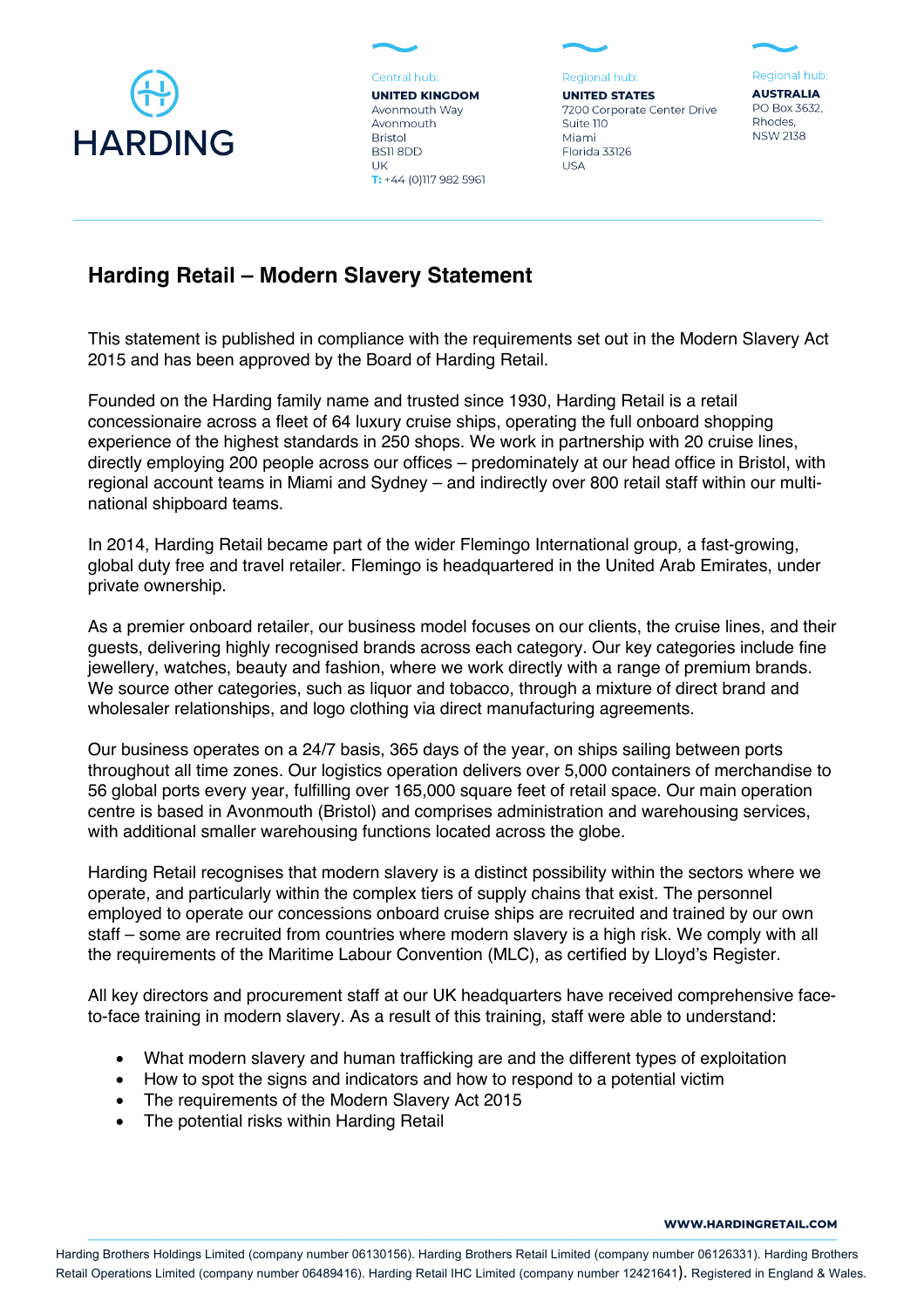# Harding Retail – Modern Slavery Statement

This statement is published in compliance with the requirements set out in the Modern Slavery Act 2015 and has been approved by the Board of Harding Retail.

Founded on the Harding family name and trusted since 1930, Harding Retail is a retail concessionaire across a fleet of 64 luxury cruise ships, operating the full onboard shopping experience of the highest standards in 250 shops. We work in partnership with 20 cruise lines, directly employing 200 people across our offices – predominately at our head office in Bristol, with regional account teams in Miami and Sydney – and indirectly over 800 retail staff within our multi-national shipboard teams.

In 2014, Harding Retail became part of the wider Flemingo International group, a fast-growing, global duty free and travel retailer. Flemingo is headquartered in the United Arab Emirates, under private ownership.

As a premier onboard retailer, our business model focuses on our clients, the cruise lines, and their guests, delivering highly recognised brands across each category. Our key categories include fine jewellery, watches, beauty and fashion, where we work directly with a range of premium brands. We source other categories, such as liquor and tobacco, through a mixture of direct brand and wholesaler relationships, and logo clothing via direct manufacturing agreements.

Our business operates on a 24/7 basis, 365 days of the year, on ships sailing between ports throughout all time zones. Our logistics operation delivers over 5,000 containers of merchandise to 56 global ports every year, fulfilling over 165,000 square feet of retail space. Our main operation centre is based in Avonmouth (Bristol) and comprises administration and warehousing services, with additional smaller warehousing functions located across the globe.

Harding Retail recognises that modern slavery is a distinct possibility within the sectors where we operate, and particularly within the complex tiers of supply chains that exist. The personnel employed to operate our concessions onboard cruise ships are recruited and trained by our own staff – some are recruited from countries where modern slavery is a high risk. We comply with all the requirements of the Maritime Labour Convention (MLC), as certified by Lloyd's Register.

All key directors and procurement staff at our UK headquarters have received comprehensive face-to-face training in modern slavery. As a result of this training, staff were able to understand:

- What modern slavery and human trafficking are and the different types of exploitation
- How to spot the signs and indicators and how to respond to a potential victim
- The requirements of the Modern Slavery Act 2015
- The potential risks within Harding Retail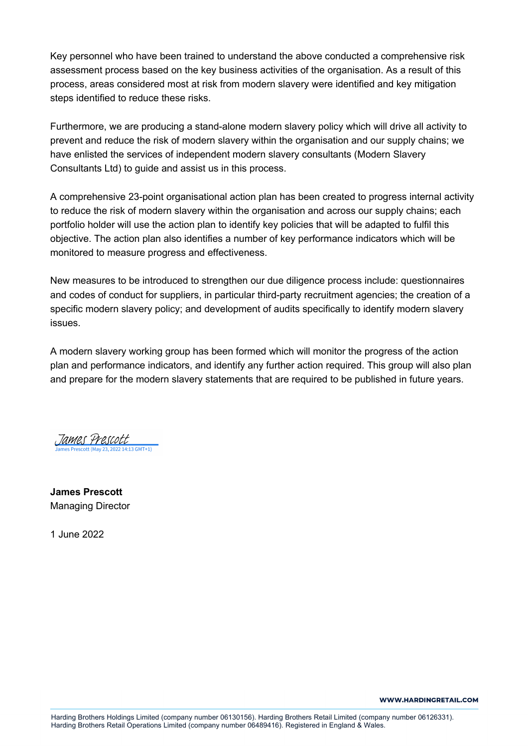Key personnel who have been trained to understand the above conducted a comprehensive risk assessment process based on the key business activities of the organisation. As a result of this process, areas considered most at risk from modern slavery were identified and key mitigation steps identified to reduce these risks.

Furthermore, we are producing a stand-alone modern slavery policy which will drive all activity to prevent and reduce the risk of modern slavery within the organisation and our supply chains; we have enlisted the services of independent modern slavery consultants (Modern Slavery Consultants Ltd) to guide and assist us in this process.

A comprehensive 23-point organisational action plan has been created to progress internal activity to reduce the risk of modern slavery within the organisation and across our supply chains; each portfolio holder will use the action plan to identify key policies that will be adapted to fulfil this objective. The action plan also identifies a number of key performance indicators which will be monitored to measure progress and effectiveness.

New measures to be introduced to strengthen our due diligence process include: questionnaires and codes of conduct for suppliers, in particular third-party recruitment agencies; the creation of a specific modern slavery policy; and development of audits specifically to identify modern slavery issues.

A modern slavery working group has been formed which will monitor the progress of the action plan and performance indicators, and identify any further action required. This group will also plan and prepare for the modern slavery statements that are required to be published in future years.

James Prescott
James Prescott (May 23, 2022 14:13 GMT+1)

**James Prescott**
Managing Director

1 June 2022

WWW.HARDINGRETAIL.COM

Harding Brothers Holdings Limited (company number 06130156). Harding Brothers Retail Limited (company number 06126331). Harding Brothers Retail Operations Limited (company number 06489416). Registered in England & Wales.